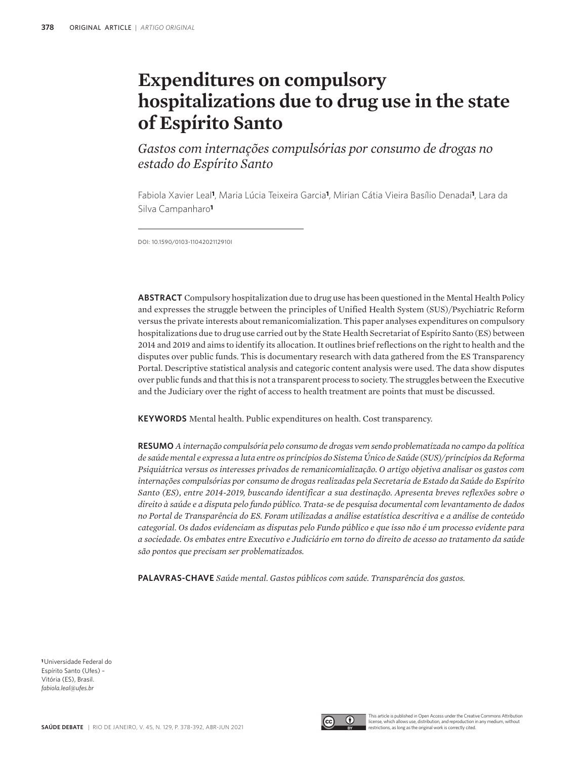# Expenditures on compulsory hospitalizations due to drug use in the state of Espírito Santo

*Gastos com internações compulsórias por consumo de drogas no estado do Espírito Santo*

Fabiola Xavier Leal[1], Maria Lúcia Teixeira Garcia[1], Mirian Cátia Vieira Basílio Denadai[1], Lara da Silva Campanharo[1]

DOI: 10.1590/0103-1104202112910I

**ABSTRACT** Compulsory hospitalization due to drug use has been questioned in the Mental Health Policy and expresses the struggle between the principles of Unified Health System (SUS)/Psychiatric Reform versus the private interests about remanicomialization. This paper analyses expenditures on compulsory hospitalizations due to drug use carried out by the State Health Secretariat of Espírito Santo (ES) between 2014 and 2019 and aims to identify its allocation. It outlines brief reflections on the right to health and the disputes over public funds. This is documentary research with data gathered from the ES Transparency Portal. Descriptive statistical analysis and categoric content analysis were used. The data show disputes over public funds and that this is not a transparent process to society. The struggles between the Executive and the Judiciary over the right of access to health treatment are points that must be discussed.

**KEYWORDS** Mental health. Public expenditures on health. Cost transparency.

**RESUMO** *A internação compulsória pelo consumo de drogas vem sendo problematizada no campo da política de saúde mental e expressa a luta entre os princípios do Sistema Único de Saúde (SUS)/princípios da Reforma Psiquiátrica versus os interesses privados de remanicomialização. O artigo objetiva analisar os gastos com internações compulsórias por consumo de drogas realizadas pela Secretaria de Estado da Saúde do Espírito Santo (ES), entre 2014-2019, buscando identificar a sua destinação. Apresenta breves reflexões sobre o direito à saúde e a disputa pelo fundo público. Trata-se de pesquisa documental com levantamento de dados no Portal de Transparência do ES. Foram utilizadas a análise estatística descritiva e a análise de conteúdo categorial. Os dados evidenciam as disputas pelo Fundo público e que isso não é um processo evidente para a sociedade. Os embates entre Executivo e Judiciário em torno do direito de acesso ao tratamento da saúde são pontos que precisam ser problematizados.*

**PALAVRAS-CHAVE** *Saúde mental. Gastos públicos com saúde. Transparência dos gastos.*

[1] Universidade Federal do Espírito Santo (Ufes) – Vitória (ES), Brasil.
*fabiola.leal@ufes.br*

This article is published in Open Access under the Creative Commons Attribution license, which allows use, distribution, and reproduction in any medium, without restrictions, as long as the original work is correctly cited.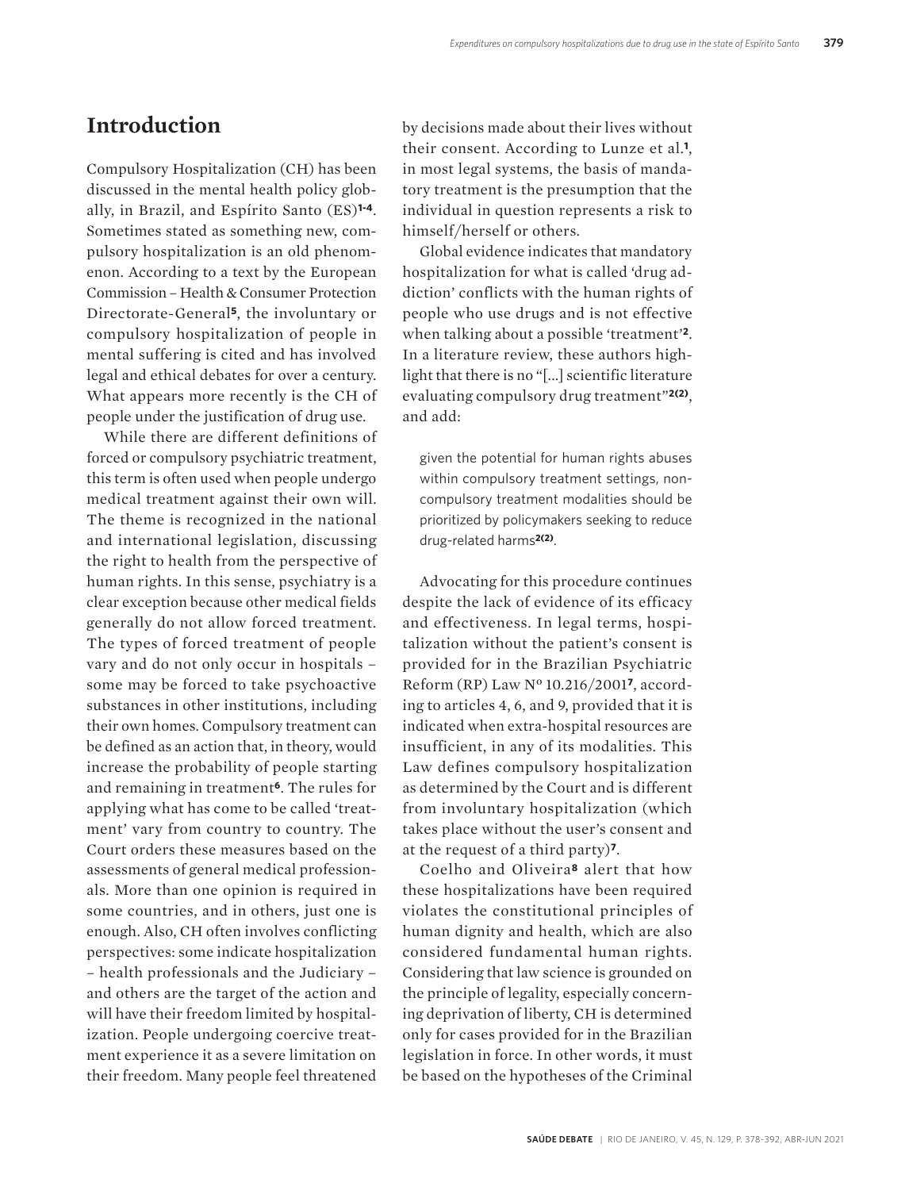## Introduction

Compulsory Hospitalization (CH) has been discussed in the mental health policy globally, in Brazil, and Espírito Santo (ES)[1-4]. Sometimes stated as something new, compulsory hospitalization is an old phenomenon. According to a text by the European Commission – Health & Consumer Protection Directorate-General[5], the involuntary or compulsory hospitalization of people in mental suffering is cited and has involved legal and ethical debates for over a century. What appears more recently is the CH of people under the justification of drug use.

While there are different definitions of forced or compulsory psychiatric treatment, this term is often used when people undergo medical treatment against their own will. The theme is recognized in the national and international legislation, discussing the right to health from the perspective of human rights. In this sense, psychiatry is a clear exception because other medical fields generally do not allow forced treatment. The types of forced treatment of people vary and do not only occur in hospitals – some may be forced to take psychoactive substances in other institutions, including their own homes. Compulsory treatment can be defined as an action that, in theory, would increase the probability of people starting and remaining in treatment[6]. The rules for applying what has come to be called 'treatment' vary from country to country. The Court orders these measures based on the assessments of general medical professionals. More than one opinion is required in some countries, and in others, just one is enough. Also, CH often involves conflicting perspectives: some indicate hospitalization – health professionals and the Judiciary – and others are the target of the action and will have their freedom limited by hospitalization. People undergoing coercive treatment experience it as a severe limitation on their freedom. Many people feel threatened by decisions made about their lives without their consent. According to Lunze et al.[1], in most legal systems, the basis of mandatory treatment is the presumption that the individual in question represents a risk to himself/herself or others.

Global evidence indicates that mandatory hospitalization for what is called 'drug addiction' conflicts with the human rights of people who use drugs and is not effective when talking about a possible 'treatment'[2]. In a literature review, these authors highlight that there is no "[...] scientific literature evaluating compulsory drug treatment"[2(2)], and add:

> given the potential for human rights abuses within compulsory treatment settings, non-compulsory treatment modalities should be prioritized by policymakers seeking to reduce drug-related harms[2(2)].

Advocating for this procedure continues despite the lack of evidence of its efficacy and effectiveness. In legal terms, hospitalization without the patient's consent is provided for in the Brazilian Psychiatric Reform (RP) Law Nº 10.216/2001[7], according to articles 4, 6, and 9, provided that it is indicated when extra-hospital resources are insufficient, in any of its modalities. This Law defines compulsory hospitalization as determined by the Court and is different from involuntary hospitalization (which takes place without the user's consent and at the request of a third party)[7].

Coelho and Oliveira[8] alert that how these hospitalizations have been required violates the constitutional principles of human dignity and health, which are also considered fundamental human rights. Considering that law science is grounded on the principle of legality, especially concerning deprivation of liberty, CH is determined only for cases provided for in the Brazilian legislation in force. In other words, it must be based on the hypotheses of the Criminal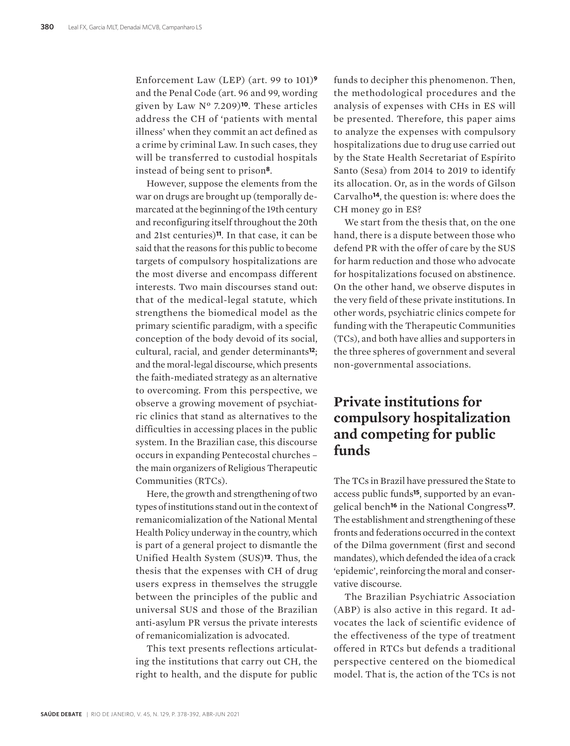Enforcement Law (LEP) (art. 99 to 101)[9] and the Penal Code (art. 96 and 99, wording given by Law Nº 7.209)[10]. These articles address the CH of 'patients with mental illness' when they commit an act defined as a crime by criminal Law. In such cases, they will be transferred to custodial hospitals instead of being sent to prison[8].

However, suppose the elements from the war on drugs are brought up (temporally demarcated at the beginning of the 19th century and reconfiguring itself throughout the 20th and 21st centuries)[11]. In that case, it can be said that the reasons for this public to become targets of compulsory hospitalizations are the most diverse and encompass different interests. Two main discourses stand out: that of the medical-legal statute, which strengthens the biomedical model as the primary scientific paradigm, with a specific conception of the body devoid of its social, cultural, racial, and gender determinants[12]; and the moral-legal discourse, which presents the faith-mediated strategy as an alternative to overcoming. From this perspective, we observe a growing movement of psychiatric clinics that stand as alternatives to the difficulties in accessing places in the public system. In the Brazilian case, this discourse occurs in expanding Pentecostal churches – the main organizers of Religious Therapeutic Communities (RTCs).

Here, the growth and strengthening of two types of institutions stand out in the context of remanicomialization of the National Mental Health Policy underway in the country, which is part of a general project to dismantle the Unified Health System (SUS)[13]. Thus, the thesis that the expenses with CH of drug users express in themselves the struggle between the principles of the public and universal SUS and those of the Brazilian anti-asylum PR versus the private interests of remanicomialization is advocated.

This text presents reflections articulating the institutions that carry out CH, the right to health, and the dispute for public funds to decipher this phenomenon. Then, the methodological procedures and the analysis of expenses with CHs in ES will be presented. Therefore, this paper aims to analyze the expenses with compulsory hospitalizations due to drug use carried out by the State Health Secretariat of Espírito Santo (Sesa) from 2014 to 2019 to identify its allocation. Or, as in the words of Gilson Carvalho[14], the question is: where does the CH money go in ES?

We start from the thesis that, on the one hand, there is a dispute between those who defend PR with the offer of care by the SUS for harm reduction and those who advocate for hospitalizations focused on abstinence. On the other hand, we observe disputes in the very field of these private institutions. In other words, psychiatric clinics compete for funding with the Therapeutic Communities (TCs), and both have allies and supporters in the three spheres of government and several non-governmental associations.

## Private institutions for compulsory hospitalization and competing for public funds

The TCs in Brazil have pressured the State to access public funds[15], supported by an evangelical bench[16] in the National Congress[17]. The establishment and strengthening of these fronts and federations occurred in the context of the Dilma government (first and second mandates), which defended the idea of a crack 'epidemic', reinforcing the moral and conservative discourse.

The Brazilian Psychiatric Association (ABP) is also active in this regard. It advocates the lack of scientific evidence of the effectiveness of the type of treatment offered in RTCs but defends a traditional perspective centered on the biomedical model. That is, the action of the TCs is not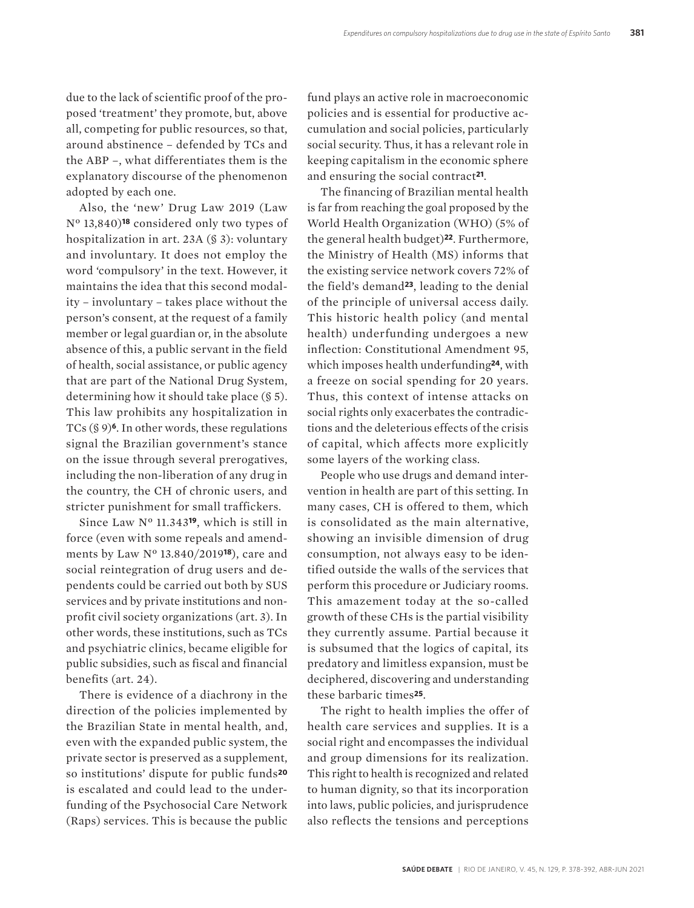due to the lack of scientific proof of the proposed 'treatment' they promote, but, above all, competing for public resources, so that, around abstinence – defended by TCs and the ABP –, what differentiates them is the explanatory discourse of the phenomenon adopted by each one.

Also, the 'new' Drug Law 2019 (Law Nº 13,840)[18] considered only two types of hospitalization in art. 23A (§ 3): voluntary and involuntary. It does not employ the word 'compulsory' in the text. However, it maintains the idea that this second modality – involuntary – takes place without the person's consent, at the request of a family member or legal guardian or, in the absolute absence of this, a public servant in the field of health, social assistance, or public agency that are part of the National Drug System, determining how it should take place (§ 5). This law prohibits any hospitalization in TCs (§ 9)[6]. In other words, these regulations signal the Brazilian government's stance on the issue through several prerogatives, including the non-liberation of any drug in the country, the CH of chronic users, and stricter punishment for small traffickers.

Since Law Nº 11.343[19], which is still in force (even with some repeals and amendments by Law Nº 13.840/2019[18]), care and social reintegration of drug users and dependents could be carried out both by SUS services and by private institutions and nonprofit civil society organizations (art. 3). In other words, these institutions, such as TCs and psychiatric clinics, became eligible for public subsidies, such as fiscal and financial benefits (art. 24).

There is evidence of a diachrony in the direction of the policies implemented by the Brazilian State in mental health, and, even with the expanded public system, the private sector is preserved as a supplement, so institutions' dispute for public funds[20] is escalated and could lead to the underfunding of the Psychosocial Care Network (Raps) services. This is because the public fund plays an active role in macroeconomic policies and is essential for productive accumulation and social policies, particularly social security. Thus, it has a relevant role in keeping capitalism in the economic sphere and ensuring the social contract[21].

The financing of Brazilian mental health is far from reaching the goal proposed by the World Health Organization (WHO) (5% of the general health budget)[22]. Furthermore, the Ministry of Health (MS) informs that the existing service network covers 72% of the field's demand[23], leading to the denial of the principle of universal access daily. This historic health policy (and mental health) underfunding undergoes a new inflection: Constitutional Amendment 95, which imposes health underfunding[24], with a freeze on social spending for 20 years. Thus, this context of intense attacks on social rights only exacerbates the contradictions and the deleterious effects of the crisis of capital, which affects more explicitly some layers of the working class.

People who use drugs and demand intervention in health are part of this setting. In many cases, CH is offered to them, which is consolidated as the main alternative, showing an invisible dimension of drug consumption, not always easy to be identified outside the walls of the services that perform this procedure or Judiciary rooms. This amazement today at the so-called growth of these CHs is the partial visibility they currently assume. Partial because it is subsumed that the logics of capital, its predatory and limitless expansion, must be deciphered, discovering and understanding these barbaric times[25].

The right to health implies the offer of health care services and supplies. It is a social right and encompasses the individual and group dimensions for its realization. This right to health is recognized and related to human dignity, so that its incorporation into laws, public policies, and jurisprudence also reflects the tensions and perceptions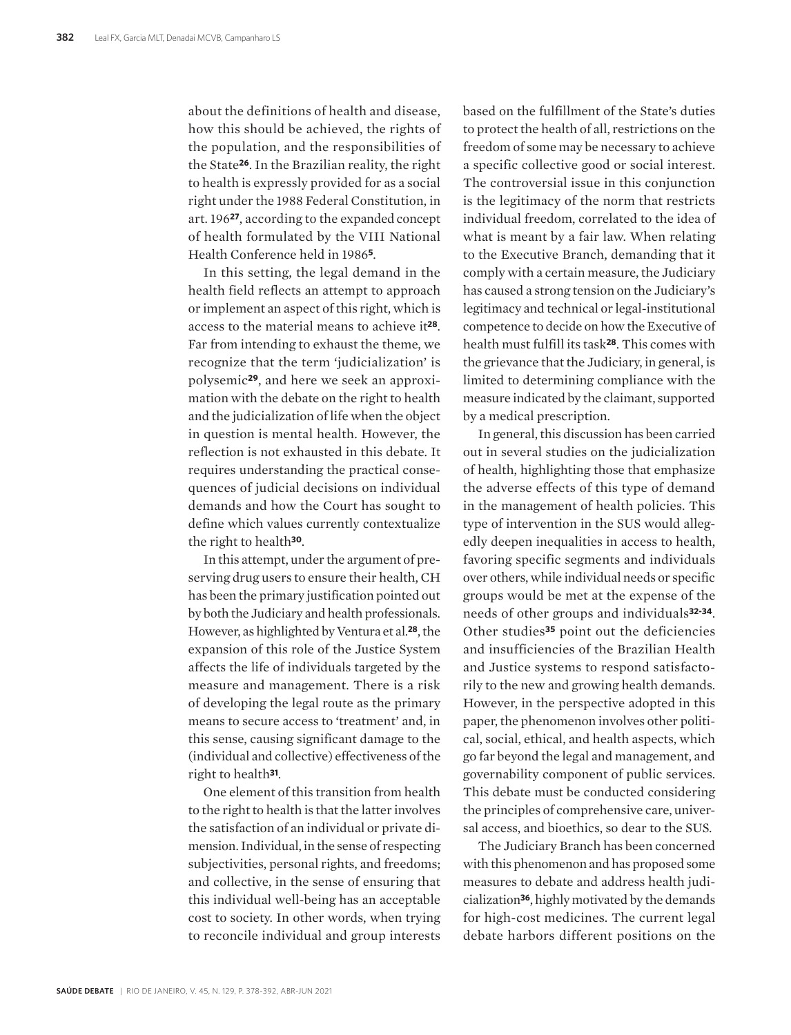about the definitions of health and disease, how this should be achieved, the rights of the population, and the responsibilities of the State[26]. In the Brazilian reality, the right to health is expressly provided for as a social right under the 1988 Federal Constitution, in art. 196[27], according to the expanded concept of health formulated by the VIII National Health Conference held in 1986[5].

In this setting, the legal demand in the health field reflects an attempt to approach or implement an aspect of this right, which is access to the material means to achieve it[28]. Far from intending to exhaust the theme, we recognize that the term 'judicialization' is polysemic[29], and here we seek an approximation with the debate on the right to health and the judicialization of life when the object in question is mental health. However, the reflection is not exhausted in this debate. It requires understanding the practical consequences of judicial decisions on individual demands and how the Court has sought to define which values currently contextualize the right to health[30].

In this attempt, under the argument of preserving drug users to ensure their health, CH has been the primary justification pointed out by both the Judiciary and health professionals. However, as highlighted by Ventura et al.[28], the expansion of this role of the Justice System affects the life of individuals targeted by the measure and management. There is a risk of developing the legal route as the primary means to secure access to 'treatment' and, in this sense, causing significant damage to the (individual and collective) effectiveness of the right to health[31].

One element of this transition from health to the right to health is that the latter involves the satisfaction of an individual or private dimension. Individual, in the sense of respecting subjectivities, personal rights, and freedoms; and collective, in the sense of ensuring that this individual well-being has an acceptable cost to society. In other words, when trying to reconcile individual and group interests based on the fulfillment of the State's duties to protect the health of all, restrictions on the freedom of some may be necessary to achieve a specific collective good or social interest. The controversial issue in this conjunction is the legitimacy of the norm that restricts individual freedom, correlated to the idea of what is meant by a fair law. When relating to the Executive Branch, demanding that it comply with a certain measure, the Judiciary has caused a strong tension on the Judiciary's legitimacy and technical or legal-institutional competence to decide on how the Executive of health must fulfill its task[28]. This comes with the grievance that the Judiciary, in general, is limited to determining compliance with the measure indicated by the claimant, supported by a medical prescription.

In general, this discussion has been carried out in several studies on the judicialization of health, highlighting those that emphasize the adverse effects of this type of demand in the management of health policies. This type of intervention in the SUS would allegedly deepen inequalities in access to health, favoring specific segments and individuals over others, while individual needs or specific groups would be met at the expense of the needs of other groups and individuals[32-34]. Other studies[35] point out the deficiencies and insufficiencies of the Brazilian Health and Justice systems to respond satisfactorily to the new and growing health demands. However, in the perspective adopted in this paper, the phenomenon involves other political, social, ethical, and health aspects, which go far beyond the legal and management, and governability component of public services. This debate must be conducted considering the principles of comprehensive care, universal access, and bioethics, so dear to the SUS.

The Judiciary Branch has been concerned with this phenomenon and has proposed some measures to debate and address health judicialization[36], highly motivated by the demands for high-cost medicines. The current legal debate harbors different positions on the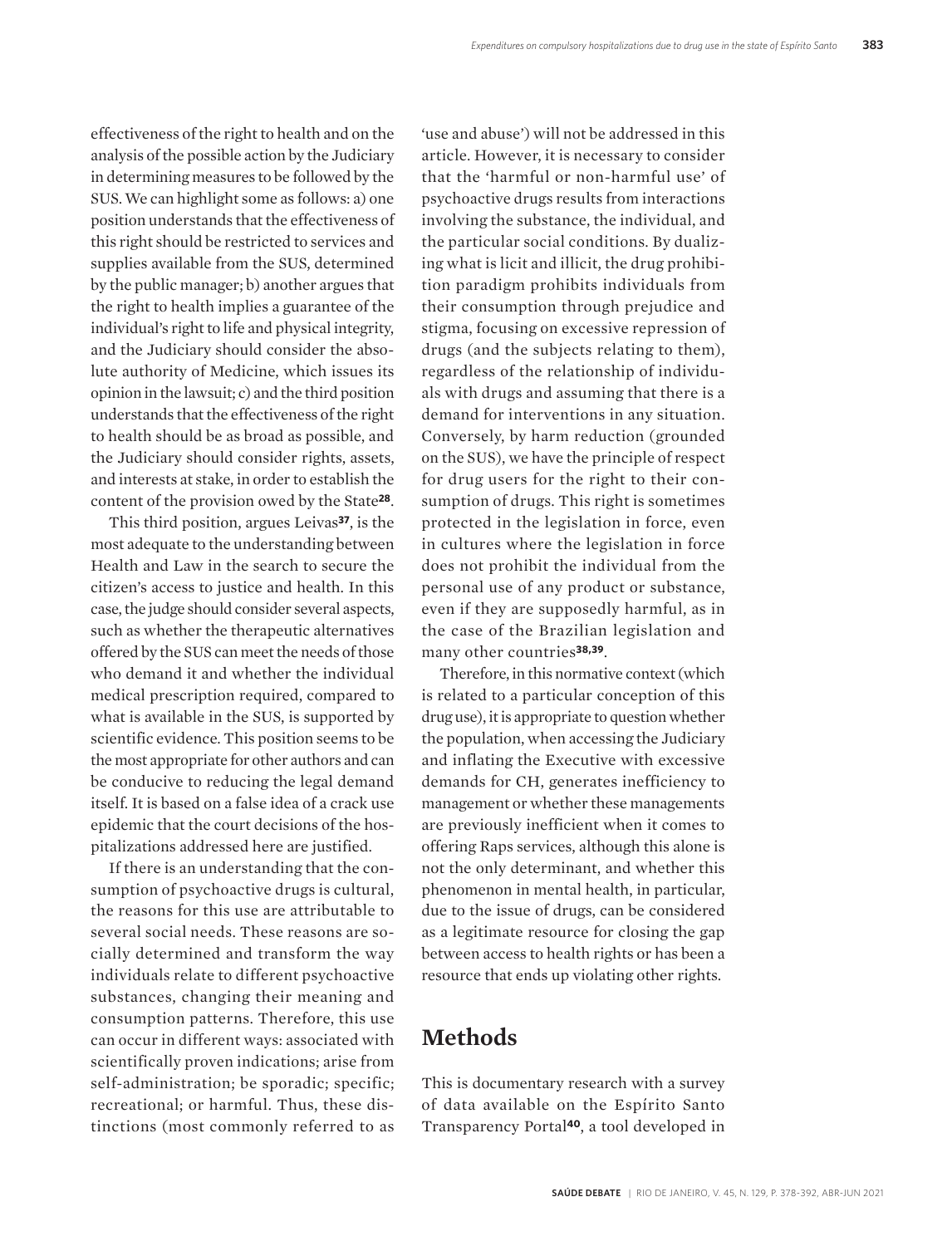effectiveness of the right to health and on the analysis of the possible action by the Judiciary in determining measures to be followed by the SUS. We can highlight some as follows: a) one position understands that the effectiveness of this right should be restricted to services and supplies available from the SUS, determined by the public manager; b) another argues that the right to health implies a guarantee of the individual's right to life and physical integrity, and the Judiciary should consider the absolute authority of Medicine, which issues its opinion in the lawsuit; c) and the third position understands that the effectiveness of the right to health should be as broad as possible, and the Judiciary should consider rights, assets, and interests at stake, in order to establish the content of the provision owed by the State[28].

This third position, argues Leivas[37], is the most adequate to the understanding between Health and Law in the search to secure the citizen's access to justice and health. In this case, the judge should consider several aspects, such as whether the therapeutic alternatives offered by the SUS can meet the needs of those who demand it and whether the individual medical prescription required, compared to what is available in the SUS, is supported by scientific evidence. This position seems to be the most appropriate for other authors and can be conducive to reducing the legal demand itself. It is based on a false idea of a crack use epidemic that the court decisions of the hospitalizations addressed here are justified.

If there is an understanding that the consumption of psychoactive drugs is cultural, the reasons for this use are attributable to several social needs. These reasons are socially determined and transform the way individuals relate to different psychoactive substances, changing their meaning and consumption patterns. Therefore, this use can occur in different ways: associated with scientifically proven indications; arise from self-administration; be sporadic; specific; recreational; or harmful. Thus, these distinctions (most commonly referred to as 'use and abuse') will not be addressed in this article. However, it is necessary to consider that the 'harmful or non-harmful use' of psychoactive drugs results from interactions involving the substance, the individual, and the particular social conditions. By dualizing what is licit and illicit, the drug prohibition paradigm prohibits individuals from their consumption through prejudice and stigma, focusing on excessive repression of drugs (and the subjects relating to them), regardless of the relationship of individuals with drugs and assuming that there is a demand for interventions in any situation. Conversely, by harm reduction (grounded on the SUS), we have the principle of respect for drug users for the right to their consumption of drugs. This right is sometimes protected in the legislation in force, even in cultures where the legislation in force does not prohibit the individual from the personal use of any product or substance, even if they are supposedly harmful, as in the case of the Brazilian legislation and many other countries[38,39].

Therefore, in this normative context (which is related to a particular conception of this drug use), it is appropriate to question whether the population, when accessing the Judiciary and inflating the Executive with excessive demands for CH, generates inefficiency to management or whether these managements are previously inefficient when it comes to offering Raps services, although this alone is not the only determinant, and whether this phenomenon in mental health, in particular, due to the issue of drugs, can be considered as a legitimate resource for closing the gap between access to health rights or has been a resource that ends up violating other rights.

## Methods

This is documentary research with a survey of data available on the Espírito Santo Transparency Portal[40], a tool developed in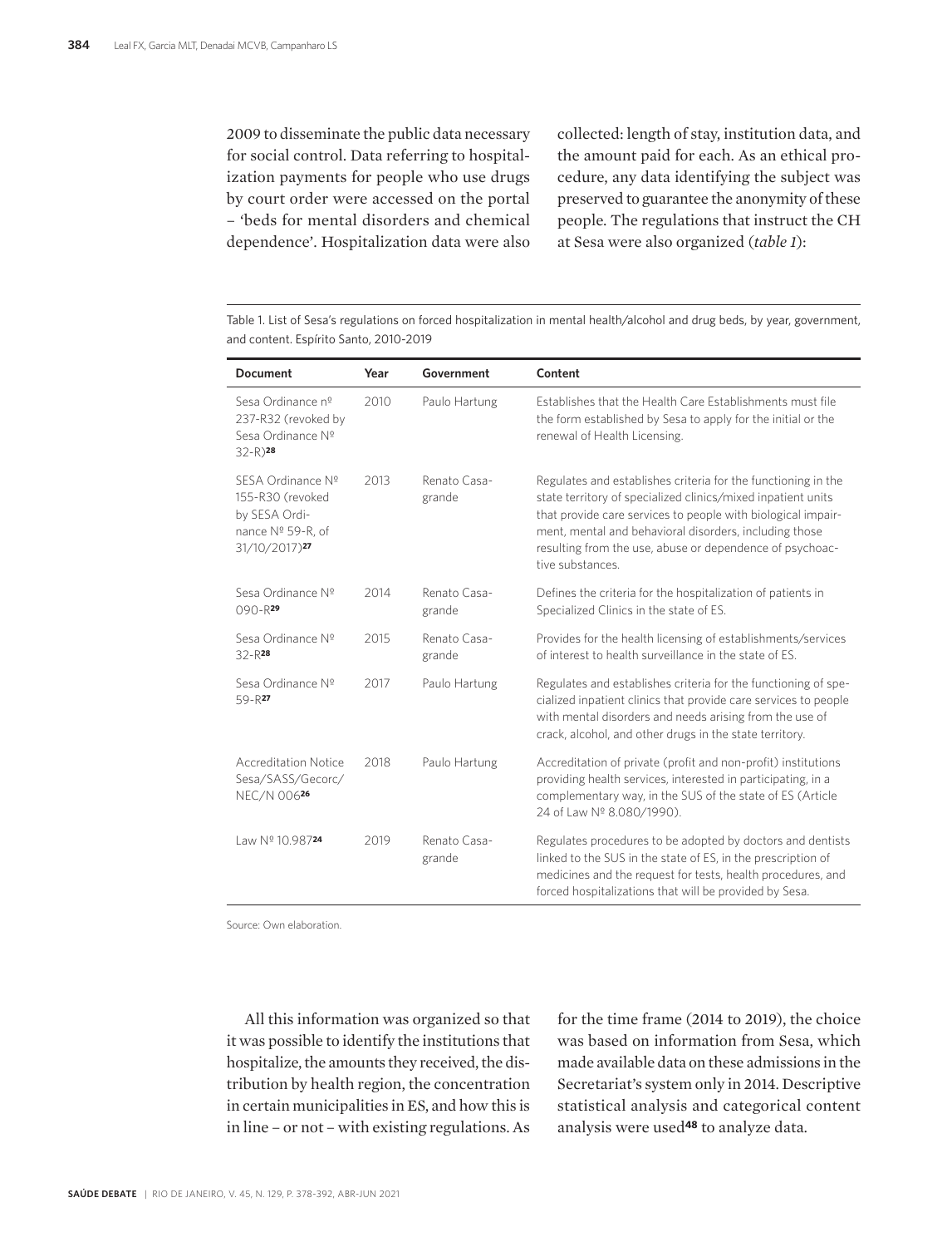2009 to disseminate the public data necessary for social control. Data referring to hospitalization payments for people who use drugs by court order were accessed on the portal – 'beds for mental disorders and chemical dependence'. Hospitalization data were also collected: length of stay, institution data, and the amount paid for each. As an ethical procedure, any data identifying the subject was preserved to guarantee the anonymity of these people. The regulations that instruct the CH at Sesa were also organized (*table 1*):

Table 1. List of Sesa's regulations on forced hospitalization in mental health/alcohol and drug beds, by year, government, and content. Espírito Santo, 2010-2019

| Document | Year | Government | Content |
|---|---|---|---|
| Sesa Ordinance nº 237-R32 (revoked by Sesa Ordinance Nº 32-R)[28] | 2010 | Paulo Hartung | Establishes that the Health Care Establishments must file the form established by Sesa to apply for the initial or the renewal of Health Licensing. |
| SESA Ordinance Nº 155-R30 (revoked by SESA Ordinance Nº 59-R, of 31/10/2017)[27] | 2013 | Renato Casagrande | Regulates and establishes criteria for the functioning in the state territory of specialized clinics/mixed inpatient units that provide care services to people with biological impairment, mental and behavioral disorders, including those resulting from the use, abuse or dependence of psychoactive substances. |
| Sesa Ordinance Nº 090-R[29] | 2014 | Renato Casagrande | Defines the criteria for the hospitalization of patients in Specialized Clinics in the state of ES. |
| Sesa Ordinance Nº 32-R[28] | 2015 | Renato Casagrande | Provides for the health licensing of establishments/services of interest to health surveillance in the state of ES. |
| Sesa Ordinance Nº 59-R[27] | 2017 | Paulo Hartung | Regulates and establishes criteria for the functioning of specialized inpatient clinics that provide care services to people with mental disorders and needs arising from the use of crack, alcohol, and other drugs in the state territory. |
| Accreditation Notice Sesa/SASS/Gecorc/NEC/N 006[26] | 2018 | Paulo Hartung | Accreditation of private (profit and non-profit) institutions providing health services, interested in participating, in a complementary way, in the SUS of the state of ES (Article 24 of Law Nº 8.080/1990). |
| Law Nº 10.987[24] | 2019 | Renato Casagrande | Regulates procedures to be adopted by doctors and dentists linked to the SUS in the state of ES, in the prescription of medicines and the request for tests, health procedures, and forced hospitalizations that will be provided by Sesa. |

Source: Own elaboration.

All this information was organized so that it was possible to identify the institutions that hospitalize, the amounts they received, the distribution by health region, the concentration in certain municipalities in ES, and how this is in line – or not – with existing regulations. As for the time frame (2014 to 2019), the choice was based on information from Sesa, which made available data on these admissions in the Secretariat's system only in 2014. Descriptive statistical analysis and categorical content analysis were used[48] to analyze data.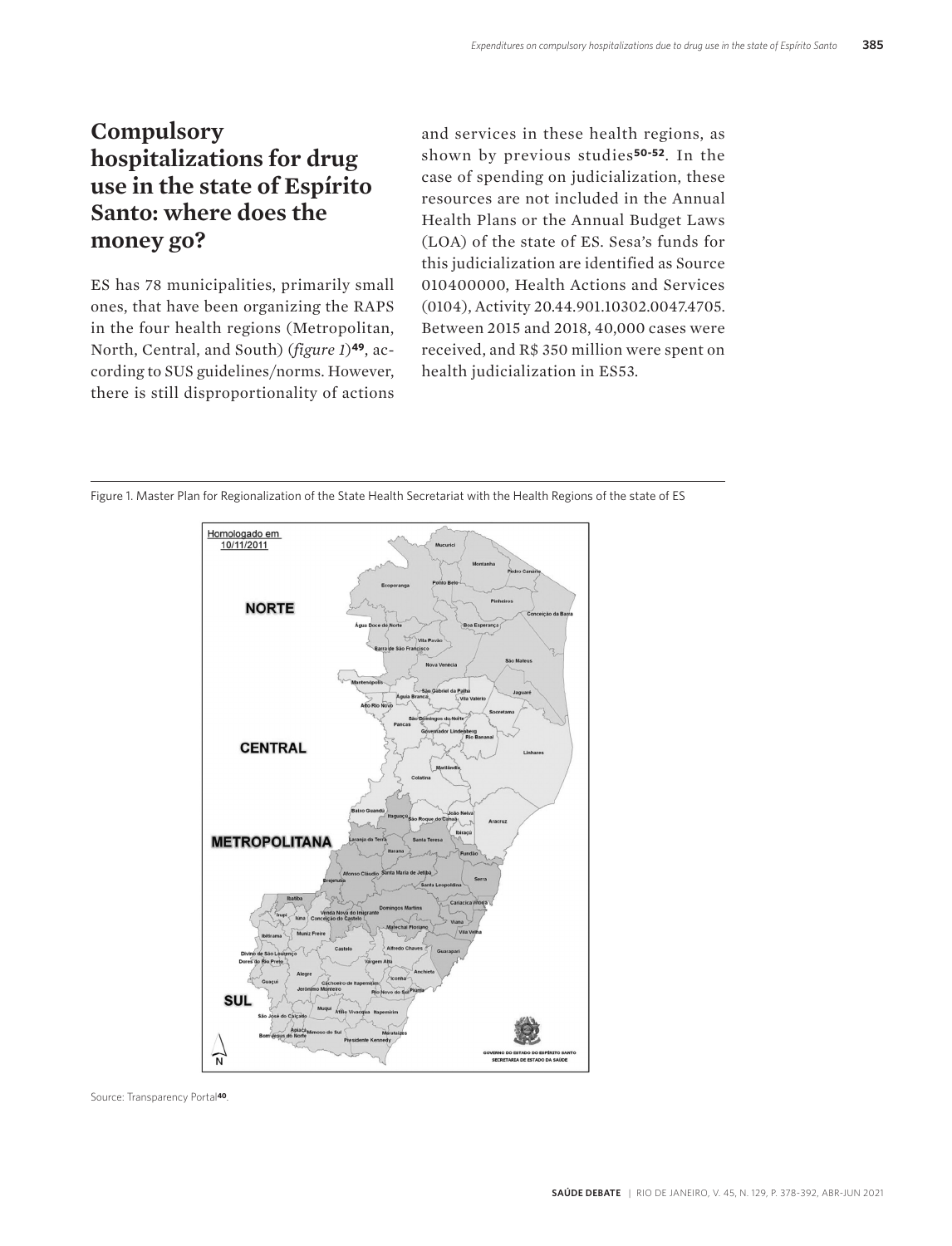## Compulsory hospitalizations for drug use in the state of Espírito Santo: where does the money go?

ES has 78 municipalities, primarily small ones, that have been organizing the RAPS in the four health regions (Metropolitan, North, Central, and South) (*figure 1*)[49], according to SUS guidelines/norms. However, there is still disproportionality of actions and services in these health regions, as shown by previous studies[50-52]. In the case of spending on judicialization, these resources are not included in the Annual Health Plans or the Annual Budget Laws (LOA) of the state of ES. Sesa's funds for this judicialization are identified as Source 010400000, Health Actions and Services (0104), Activity 20.44.901.10302.0047.4705. Between 2015 and 2018, 40,000 cases were received, and R$ 350 million were spent on health judicialization in ES53.

Figure 1. Master Plan for Regionalization of the State Health Secretariat with the Health Regions of the state of ES

Source: Transparency Portal[40].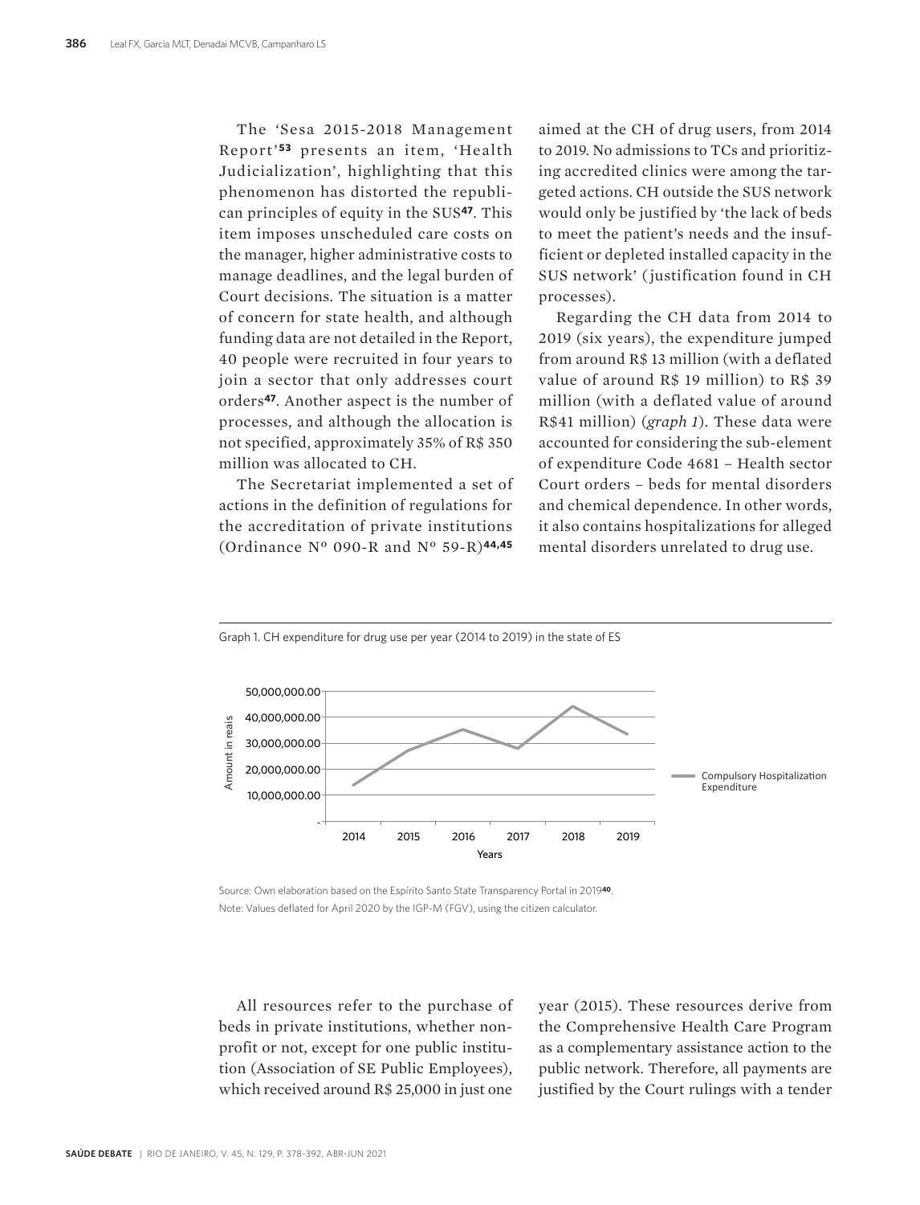The 'Sesa 2015-2018 Management Report'[53] presents an item, 'Health Judicialization', highlighting that this phenomenon has distorted the republican principles of equity in the SUS[47]. This item imposes unscheduled care costs on the manager, higher administrative costs to manage deadlines, and the legal burden of Court decisions. The situation is a matter of concern for state health, and although funding data are not detailed in the Report, 40 people were recruited in four years to join a sector that only addresses court orders[47]. Another aspect is the number of processes, and although the allocation is not specified, approximately 35% of R$ 350 million was allocated to CH.

The Secretariat implemented a set of actions in the definition of regulations for the accreditation of private institutions (Ordinance Nº 090-R and Nº 59-R)[44,45] aimed at the CH of drug users, from 2014 to 2019. No admissions to TCs and prioritizing accredited clinics were among the targeted actions. CH outside the SUS network would only be justified by 'the lack of beds to meet the patient's needs and the insufficient or depleted installed capacity in the SUS network' (justification found in CH processes).

Regarding the CH data from 2014 to 2019 (six years), the expenditure jumped from around R$ 13 million (with a deflated value of around R$ 19 million) to R$ 39 million (with a deflated value of around R$41 million) (*graph 1*). These data were accounted for considering the sub-element of expenditure Code 4681 – Health sector Court orders – beds for mental disorders and chemical dependence. In other words, it also contains hospitalizations for alleged mental disorders unrelated to drug use.

Graph 1. CH expenditure for drug use per year (2014 to 2019) in the state of ES

Source: Own elaboration based on the Espírito Santo State Transparency Portal in 2019[40].
Note: Values deflated for April 2020 by the IGP-M (FGV), using the citizen calculator.

All resources refer to the purchase of beds in private institutions, whether nonprofit or not, except for one public institution (Association of SE Public Employees), which received around R$ 25,000 in just one year (2015). These resources derive from the Comprehensive Health Care Program as a complementary assistance action to the public network. Therefore, all payments are justified by the Court rulings with a tender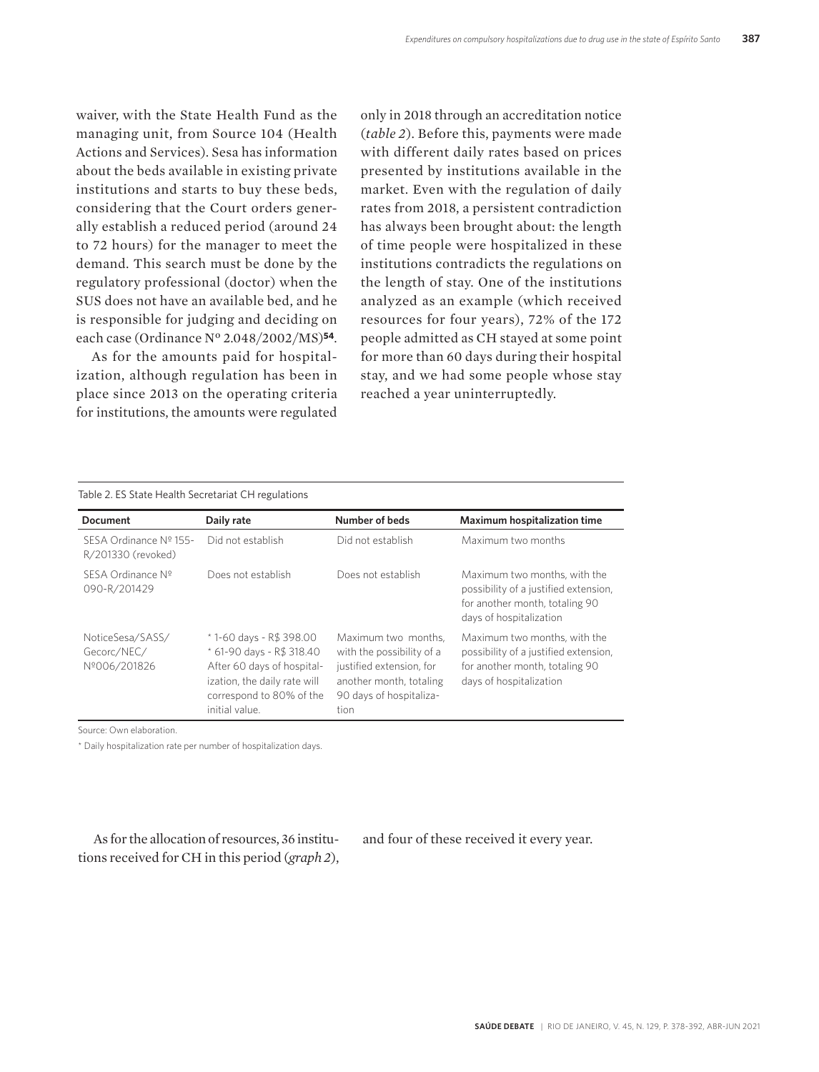waiver, with the State Health Fund as the managing unit, from Source 104 (Health Actions and Services). Sesa has information about the beds available in existing private institutions and starts to buy these beds, considering that the Court orders generally establish a reduced period (around 24 to 72 hours) for the manager to meet the demand. This search must be done by the regulatory professional (doctor) when the SUS does not have an available bed, and he is responsible for judging and deciding on each case (Ordinance Nº 2.048/2002/MS)[54].

As for the amounts paid for hospitalization, although regulation has been in place since 2013 on the operating criteria for institutions, the amounts were regulated only in 2018 through an accreditation notice (*table 2*). Before this, payments were made with different daily rates based on prices presented by institutions available in the market. Even with the regulation of daily rates from 2018, a persistent contradiction has always been brought about: the length of time people were hospitalized in these institutions contradicts the regulations on the length of stay. One of the institutions analyzed as an example (which received resources for four years), 72% of the 172 people admitted as CH stayed at some point for more than 60 days during their hospital stay, and we had some people whose stay reached a year uninterruptedly.

Table 2. ES State Health Secretariat CH regulations

| Document | Daily rate | Number of beds | Maximum hospitalization time |
|---|---|---|---|
| SESA Ordinance Nº 155-R/201330 (revoked) | Did not establish | Did not establish | Maximum two months |
| SESA Ordinance Nº 090-R/201429 | Does not establish | Does not establish | Maximum two months, with the possibility of a justified extension, for another month, totaling 90 days of hospitalization |
| NoticeSesa/SASS/Gecorc/NEC/Nº006/201826 | * 1-60 days - R$ 398.00<br>* 61-90 days - R$ 318.40<br>After 60 days of hospitalization, the daily rate will correspond to 80% of the initial value. | Maximum two months, with the possibility of a justified extension, for another month, totaling 90 days of hospitalization | Maximum two months, with the possibility of a justified extension, for another month, totaling 90 days of hospitalization |

Source: Own elaboration.

* Daily hospitalization rate per number of hospitalization days.

As for the allocation of resources, 36 institutions received for CH in this period (*graph 2*), and four of these received it every year.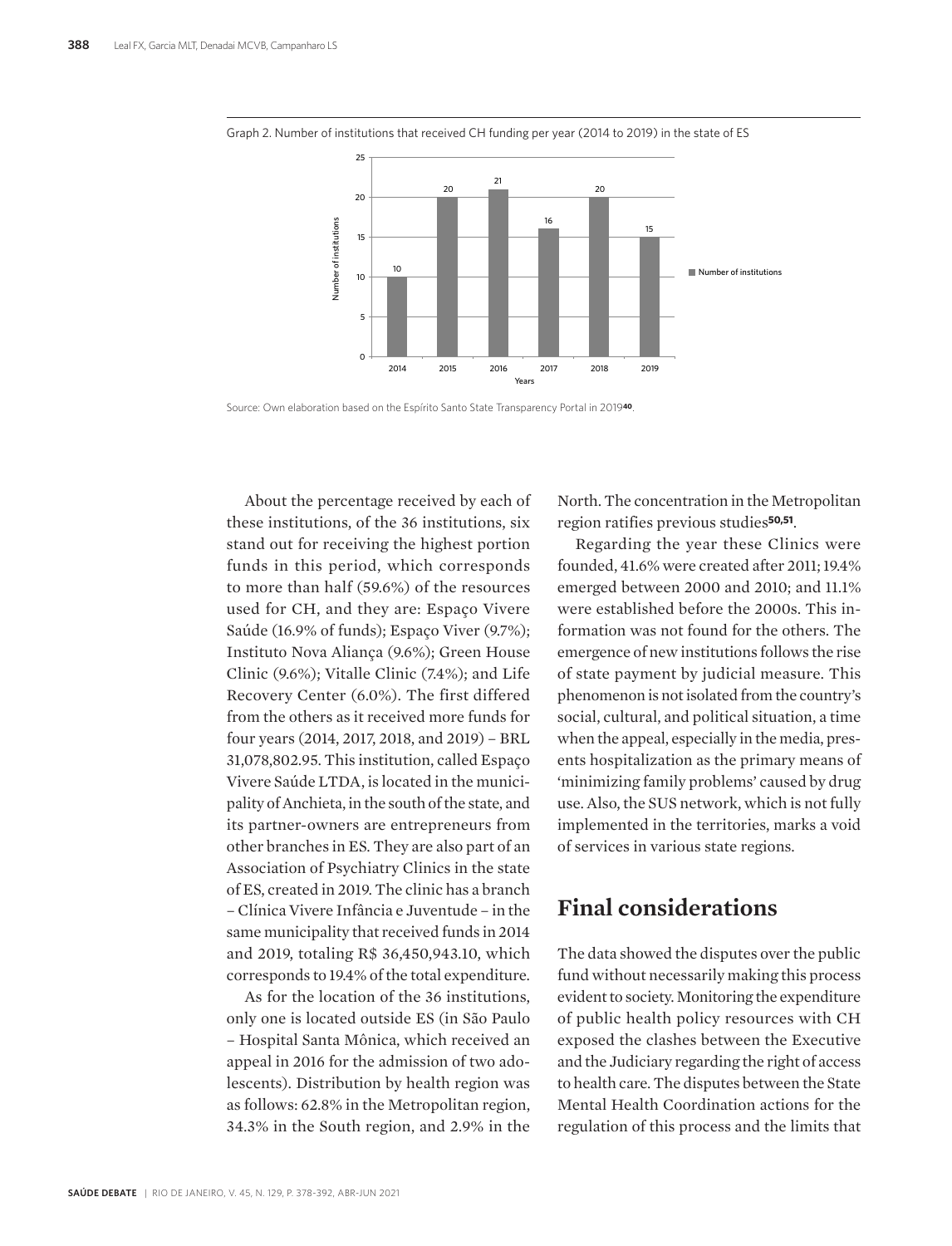Graph 2. Number of institutions that received CH funding per year (2014 to 2019) in the state of ES

| Years | Number of institutions |
| --- | --- |
| 2014 | 10 |
| 2015 | 20 |
| 2016 | 21 |
| 2017 | 16 |
| 2018 | 20 |
| 2019 | 15 |

Source: Own elaboration based on the Espírito Santo State Transparency Portal in 2019[40].

About the percentage received by each of these institutions, of the 36 institutions, six stand out for receiving the highest portion funds in this period, which corresponds to more than half (59.6%) of the resources used for CH, and they are: Espaço Vivere Saúde (16.9% of funds); Espaço Viver (9.7%); Instituto Nova Aliança (9.6%); Green House Clinic (9.6%); Vitalle Clinic (7.4%); and Life Recovery Center (6.0%). The first differed from the others as it received more funds for four years (2014, 2017, 2018, and 2019) – BRL 31,078,802.95. This institution, called Espaço Vivere Saúde LTDA, is located in the municipality of Anchieta, in the south of the state, and its partner-owners are entrepreneurs from other branches in ES. They are also part of an Association of Psychiatry Clinics in the state of ES, created in 2019. The clinic has a branch – Clínica Vivere Infância e Juventude – in the same municipality that received funds in 2014 and 2019, totaling R$ 36,450,943.10, which corresponds to 19.4% of the total expenditure.

As for the location of the 36 institutions, only one is located outside ES (in São Paulo – Hospital Santa Mônica, which received an appeal in 2016 for the admission of two adolescents). Distribution by health region was as follows: 62.8% in the Metropolitan region, 34.3% in the South region, and 2.9% in the North. The concentration in the Metropolitan region ratifies previous studies[50,51].

Regarding the year these Clinics were founded, 41.6% were created after 2011; 19.4% emerged between 2000 and 2010; and 11.1% were established before the 2000s. This information was not found for the others. The emergence of new institutions follows the rise of state payment by judicial measure. This phenomenon is not isolated from the country's social, cultural, and political situation, a time when the appeal, especially in the media, presents hospitalization as the primary means of 'minimizing family problems' caused by drug use. Also, the SUS network, which is not fully implemented in the territories, marks a void of services in various state regions.

## Final considerations

The data showed the disputes over the public fund without necessarily making this process evident to society. Monitoring the expenditure of public health policy resources with CH exposed the clashes between the Executive and the Judiciary regarding the right of access to health care. The disputes between the State Mental Health Coordination actions for the regulation of this process and the limits that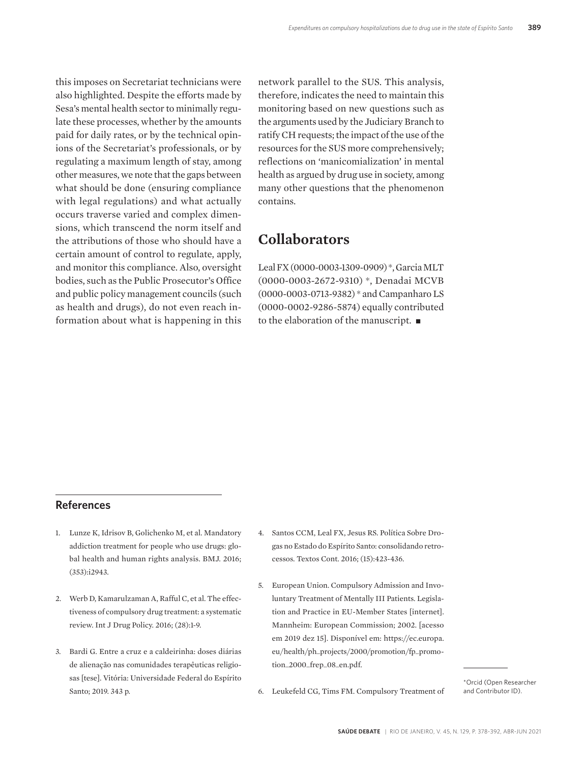this imposes on Secretariat technicians were also highlighted. Despite the efforts made by Sesa's mental health sector to minimally regulate these processes, whether by the amounts paid for daily rates, or by the technical opinions of the Secretariat's professionals, or by regulating a maximum length of stay, among other measures, we note that the gaps between what should be done (ensuring compliance with legal regulations) and what actually occurs traverse varied and complex dimensions, which transcend the norm itself and the attributions of those who should have a certain amount of control to regulate, apply, and monitor this compliance. Also, oversight bodies, such as the Public Prosecutor's Office and public policy management councils (such as health and drugs), do not even reach information about what is happening in this network parallel to the SUS. This analysis, therefore, indicates the need to maintain this monitoring based on new questions such as the arguments used by the Judiciary Branch to ratify CH requests; the impact of the use of the resources for the SUS more comprehensively; reflections on 'manicomialization' in mental health as argued by drug use in society, among many other questions that the phenomenon contains.

## Collaborators

Leal FX (0000-0003-1309-0909)*, Garcia MLT (0000-0003-2672-9310)*, Denadai MCVB (0000-0003-0713-9382)* and Campanharo LS (0000-0002-9286-5874) equally contributed to the elaboration of the manuscript. ■

*Orcid (Open Researcher and Contributor ID).

## References

1. Lunze K, Idrisov B, Golichenko M, et al. Mandatory addiction treatment for people who use drugs: global health and human rights analysis. BMJ. 2016; (353):i2943.

2. Werb D, Kamarulzaman A, Rafful C, et al. The effectiveness of compulsory drug treatment: a systematic review. Int J Drug Policy. 2016; (28):1-9.

3. Bardi G. Entre a cruz e a caldeirinha: doses diárias de alienação nas comunidades terapêuticas religiosas [tese]. Vitória: Universidade Federal do Espírito Santo; 2019. 343 p.

4. Santos CCM, Leal FX, Jesus RS. Política Sobre Drogas no Estado do Espírito Santo: consolidando retrocessos. Textos Cont. 2016; (15):423-436.

5. European Union. Compulsory Admission and Involuntary Treatment of Mentally Ill Patients. Legislation and Practice in EU-Member States [internet]. Mannheim: European Commission; 2002. [acesso em 2019 dez 15]. Disponível em: https://ec.europa.eu/health/ph_projects/2000/promotion/fp_promotion_2000_frep_08_en.pdf.

6. Leukefeld CG, Tims FM. Compulsory Treatment of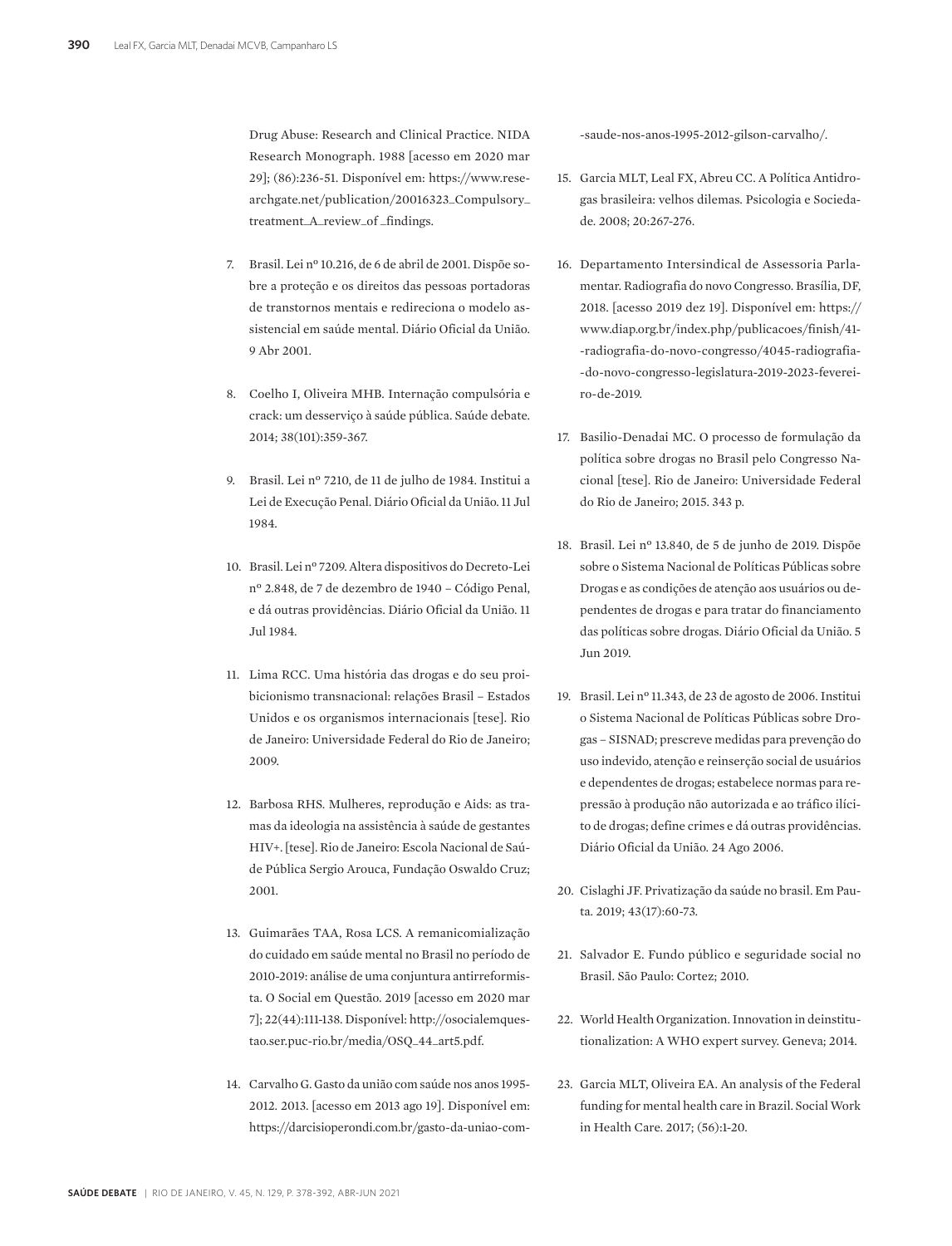Drug Abuse: Research and Clinical Practice. NIDA Research Monograph. 1988 [acesso em 2020 mar 29]; (86):236-51. Disponível em: https://www.researchgate.net/publication/20016323_Compulsory_treatment_A_review_of_findings.

7. Brasil. Lei nº 10.216, de 6 de abril de 2001. Dispõe sobre a proteção e os direitos das pessoas portadoras de transtornos mentais e redireciona o modelo assistencial em saúde mental. Diário Oficial da União. 9 Abr 2001.

8. Coelho I, Oliveira MHB. Internação compulsória e crack: um desserviço à saúde pública. Saúde debate. 2014; 38(101):359-367.

9. Brasil. Lei nº 7210, de 11 de julho de 1984. Institui a Lei de Execução Penal. Diário Oficial da União. 11 Jul 1984.

10. Brasil. Lei nº 7209. Altera dispositivos do Decreto-Lei nº 2.848, de 7 de dezembro de 1940 – Código Penal, e dá outras providências. Diário Oficial da União. 11 Jul 1984.

11. Lima RCC. Uma história das drogas e do seu proibicionismo transnacional: relações Brasil – Estados Unidos e os organismos internacionais [tese]. Rio de Janeiro: Universidade Federal do Rio de Janeiro; 2009.

12. Barbosa RHS. Mulheres, reprodução e Aids: as tramas da ideologia na assistência à saúde de gestantes HIV+. [tese]. Rio de Janeiro: Escola Nacional de Saúde Pública Sergio Arouca, Fundação Oswaldo Cruz; 2001.

13. Guimarães TAA, Rosa LCS. A remanicomialização do cuidado em saúde mental no Brasil no período de 2010-2019: análise de uma conjuntura antirreformista. O Social em Questão. 2019 [acesso em 2020 mar 7]; 22(44):111-138. Disponível: http://osocialemquestao.ser.puc-rio.br/media/OSQ_44_art5.pdf.

14. Carvalho G. Gasto da união com saúde nos anos 1995-2012. 2013. [acesso em 2013 ago 19]. Disponível em: https://darcisioperondi.com.br/gasto-da-uniao-com-saude-nos-anos-1995-2012-gilson-carvalho/.

15. Garcia MLT, Leal FX, Abreu CC. A Política Antidrogas brasileira: velhos dilemas. Psicologia e Sociedade. 2008; 20:267-276.

16. Departamento Intersindical de Assessoria Parlamentar. Radiografia do novo Congresso. Brasília, DF, 2018. [acesso 2019 dez 19]. Disponível em: https://www.diap.org.br/index.php/publicacoes/finish/41-radiografia-do-novo-congresso/4045-radiografia-do-novo-congresso-legislatura-2019-2023-fevereiro-de-2019.

17. Basilio-Denadai MC. O processo de formulação da política sobre drogas no Brasil pelo Congresso Nacional [tese]. Rio de Janeiro: Universidade Federal do Rio de Janeiro; 2015. 343 p.

18. Brasil. Lei nº 13.840, de 5 de junho de 2019. Dispõe sobre o Sistema Nacional de Políticas Públicas sobre Drogas e as condições de atenção aos usuários ou dependentes de drogas e para tratar do financiamento das políticas sobre drogas. Diário Oficial da União. 5 Jun 2019.

19. Brasil. Lei nº 11.343, de 23 de agosto de 2006. Institui o Sistema Nacional de Políticas Públicas sobre Drogas – SISNAD; prescreve medidas para prevenção do uso indevido, atenção e reinserção social de usuários e dependentes de drogas; estabelece normas para repressão à produção não autorizada e ao tráfico ilícito de drogas; define crimes e dá outras providências. Diário Oficial da União. 24 Ago 2006.

20. Cislaghi JF. Privatização da saúde no brasil. Em Pauta. 2019; 43(17):60-73.

21. Salvador E. Fundo público e seguridade social no Brasil. São Paulo: Cortez; 2010.

22. World Health Organization. Innovation in deinstitutionalization: A WHO expert survey. Geneva; 2014.

23. Garcia MLT, Oliveira EA. An analysis of the Federal funding for mental health care in Brazil. Social Work in Health Care. 2017; (56):1-20.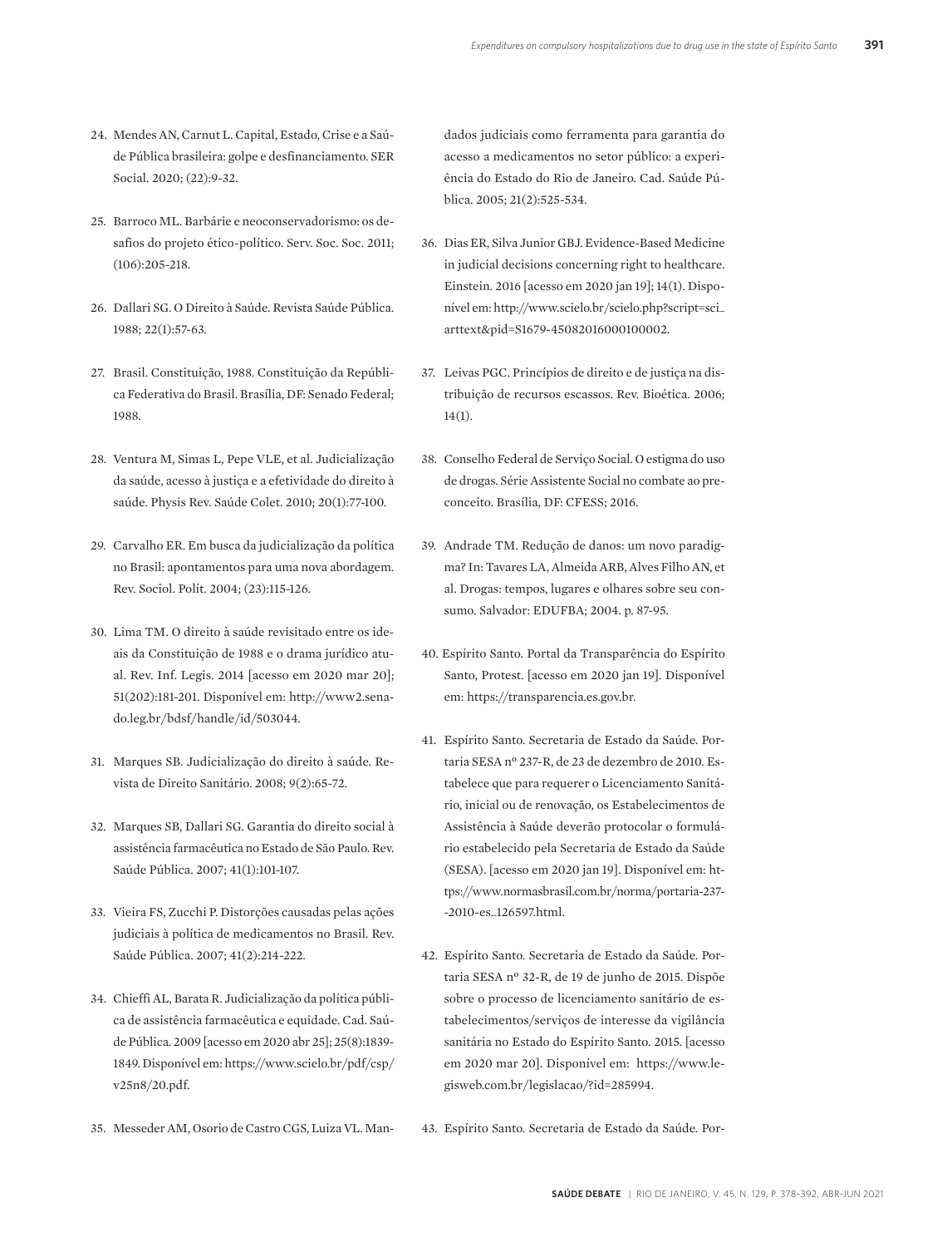24. Mendes AN, Carnut L. Capital, Estado, Crise e a Saúde Pública brasileira: golpe e desfinanciamento. SER Social. 2020; (22):9-32.

25. Barroco ML. Barbárie e neoconservadorismo: os desafios do projeto ético-político. Serv. Soc. Soc. 2011; (106):205-218.

26. Dallari SG. O Direito à Saúde. Revista Saúde Pública. 1988; 22(1):57-63.

27. Brasil. Constituição, 1988. Constituição da República Federativa do Brasil. Brasília, DF: Senado Federal; 1988.

28. Ventura M, Simas L, Pepe VLE, et al. Judicialização da saúde, acesso à justiça e a efetividade do direito à saúde. Physis Rev. Saúde Colet. 2010; 20(1):77-100.

29. Carvalho ER. Em busca da judicialização da política no Brasil: apontamentos para uma nova abordagem. Rev. Sociol. Polít. 2004; (23):115-126.

30. Lima TM. O direito à saúde revisitado entre os ideais da Constituição de 1988 e o drama jurídico atual. Rev. Inf. Legis. 2014 [acesso em 2020 mar 20]; 51(202):181-201. Disponível em: http://www2.senado.leg.br/bdsf/handle/id/503044.

31. Marques SB. Judicialização do direito à saúde. Revista de Direito Sanitário. 2008; 9(2):65-72.

32. Marques SB, Dallari SG. Garantia do direito social à assistência farmacêutica no Estado de São Paulo. Rev. Saúde Pública. 2007; 41(1):101-107.

33. Vieira FS, Zucchi P. Distorções causadas pelas ações judiciais à política de medicamentos no Brasil. Rev. Saúde Pública. 2007; 41(2):214-222.

34. Chieffi AL, Barata R. Judicialização da política pública de assistência farmacêutica e equidade. Cad. Saúde Pública. 2009 [acesso em 2020 abr 25]; 25(8):1839-1849. Disponível em: https://www.scielo.br/pdf/csp/v25n8/20.pdf.

35. Messeder AM, Osorio de Castro CGS, Luiza VL. Mandados judiciais como ferramenta para garantia do acesso a medicamentos no setor público: a experiência do Estado do Rio de Janeiro. Cad. Saúde Pública. 2005; 21(2):525-534.

36. Dias ER, Silva Junior GBJ. Evidence-Based Medicine in judicial decisions concerning right to healthcare. Einstein. 2016 [acesso em 2020 jan 19]; 14(1). Disponível em: http://www.scielo.br/scielo.php?script=sci_arttext&pid=S1679-45082016000100002.

37. Leivas PGC. Princípios de direito e de justiça na distribuição de recursos escassos. Rev. Bioética. 2006; 14(1).

38. Conselho Federal de Serviço Social. O estigma do uso de drogas. Série Assistente Social no combate ao preconceito. Brasília, DF: CFESS; 2016.

39. Andrade TM. Redução de danos: um novo paradigma? In: Tavares LA, Almeida ARB, Alves Filho AN, et al. Drogas: tempos, lugares e olhares sobre seu consumo. Salvador: EDUFBA; 2004. p. 87-95.

40. Espírito Santo. Portal da Transparência do Espírito Santo, Protest. [acesso em 2020 jan 19]. Disponível em: https://transparencia.es.gov.br.

41. Espírito Santo. Secretaria de Estado da Saúde. Portaria SESA nº 237-R, de 23 de dezembro de 2010. Estabelece que para requerer o Licenciamento Sanitário, inicial ou de renovação, os Estabelecimentos de Assistência à Saúde deverão protocolar o formulário estabelecido pela Secretaria de Estado da Saúde (SESA). [acesso em 2020 jan 19]. Disponível em: https://www.normasbrasil.com.br/norma/portaria-237--2010-es_126597.html.

42. Espírito Santo. Secretaria de Estado da Saúde. Portaria SESA nº 32-R, de 19 de junho de 2015. Dispõe sobre o processo de licenciamento sanitário de estabelecimentos/serviços de interesse da vigilância sanitária no Estado do Espírito Santo. 2015. [acesso em 2020 mar 20]. Disponível em: https://www.legisweb.com.br/legislacao/?id=285994.

43. Espírito Santo. Secretaria de Estado da Saúde. Por-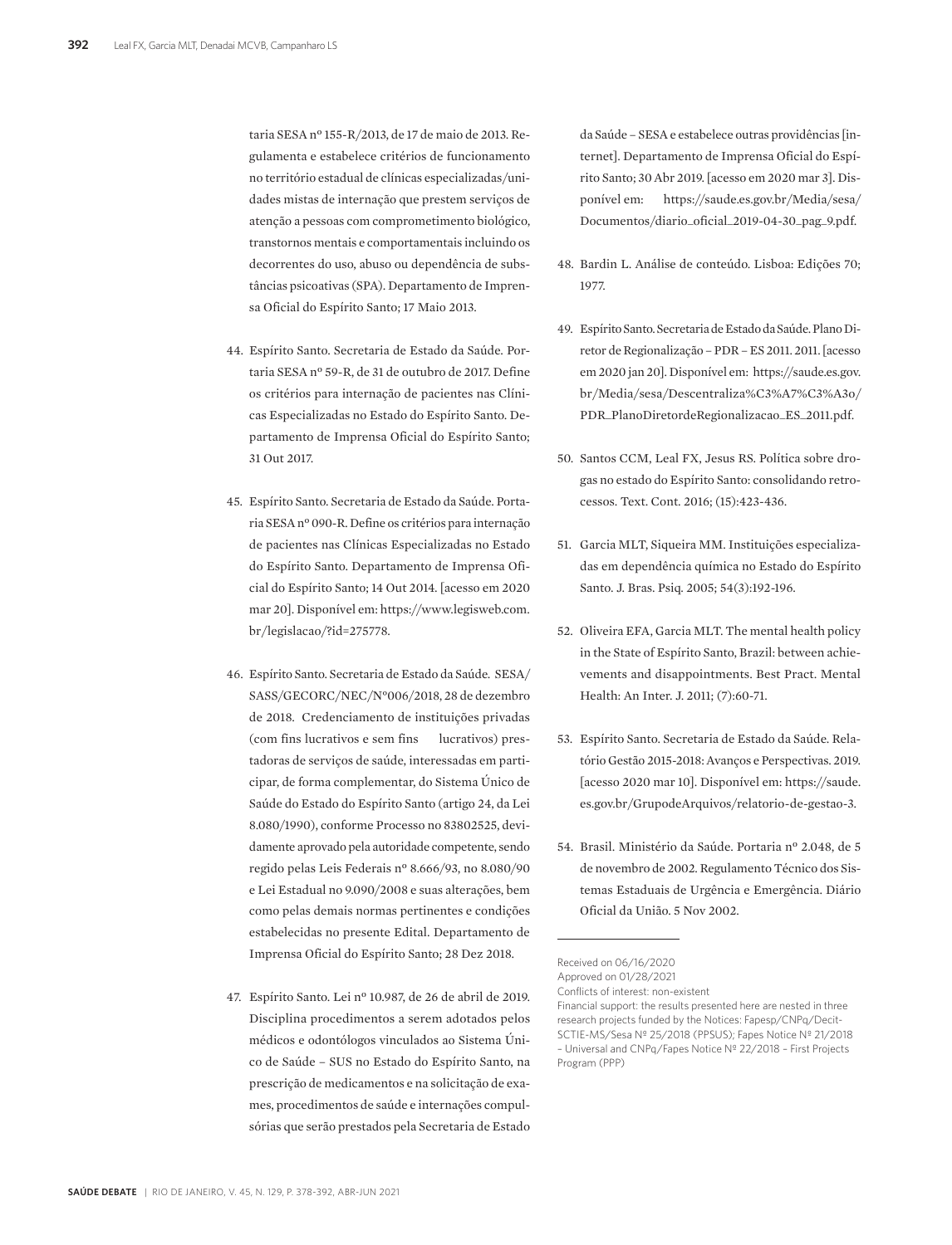taria SESA nº 155-R/2013, de 17 de maio de 2013. Regulamenta e estabelece critérios de funcionamento no território estadual de clínicas especializadas/unidades mistas de internação que prestem serviços de atenção a pessoas com comprometimento biológico, transtornos mentais e comportamentais incluindo os decorrentes do uso, abuso ou dependência de substâncias psicoativas (SPA). Departamento de Imprensa Oficial do Espírito Santo; 17 Maio 2013.

44. Espírito Santo. Secretaria de Estado da Saúde. Portaria SESA nº 59-R, de 31 de outubro de 2017. Define os critérios para internação de pacientes nas Clínicas Especializadas no Estado do Espírito Santo. Departamento de Imprensa Oficial do Espírito Santo; 31 Out 2017.

45. Espírito Santo. Secretaria de Estado da Saúde. Portaria SESA nº 090-R. Define os critérios para internação de pacientes nas Clínicas Especializadas no Estado do Espírito Santo. Departamento de Imprensa Oficial do Espírito Santo; 14 Out 2014. [acesso em 2020 mar 20]. Disponível em: https://www.legisweb.com.br/legislacao/?id=275778.

46. Espírito Santo. Secretaria de Estado da Saúde. SESA/SASS/GECORC/NEC/Nº006/2018, 28 de dezembro de 2018. Credenciamento de instituições privadas (com fins lucrativos e sem fins lucrativos) prestadoras de serviços de saúde, interessadas em participar, de forma complementar, do Sistema Único de Saúde do Estado do Espírito Santo (artigo 24, da Lei 8.080/1990), conforme Processo no 83802525, devidamente aprovado pela autoridade competente, sendo regido pelas Leis Federais nº 8.666/93, no 8.080/90 e Lei Estadual no 9.090/2008 e suas alterações, bem como pelas demais normas pertinentes e condições estabelecidas no presente Edital. Departamento de Imprensa Oficial do Espírito Santo; 28 Dez 2018.

47. Espírito Santo. Lei nº 10.987, de 26 de abril de 2019. Disciplina procedimentos a serem adotados pelos médicos e odontólogos vinculados ao Sistema Único de Saúde – SUS no Estado do Espírito Santo, na prescrição de medicamentos e na solicitação de exames, procedimentos de saúde e internações compulsórias que serão prestados pela Secretaria de Estado da Saúde – SESA e estabelece outras providências [internet]. Departamento de Imprensa Oficial do Espírito Santo; 30 Abr 2019. [acesso em 2020 mar 3]. Disponível em: https://saude.es.gov.br/Media/sesa/Documentos/diario_oficial_2019-04-30_pag_9.pdf.

48. Bardin L. Análise de conteúdo. Lisboa: Edições 70; 1977.

49. Espírito Santo. Secretaria de Estado da Saúde. Plano Diretor de Regionalização – PDR – ES 2011. 2011. [acesso em 2020 jan 20]. Disponível em: https://saude.es.gov.br/Media/sesa/Descentraliza%C3%A7%C3%A3o/PDR_PlanoDiretordeRegionalizacao_ES_2011.pdf.

50. Santos CCM, Leal FX, Jesus RS. Política sobre drogas no estado do Espírito Santo: consolidando retrocessos. Text. Cont. 2016; (15):423-436.

51. Garcia MLT, Siqueira MM. Instituições especializadas em dependência química no Estado do Espírito Santo. J. Bras. Psiq. 2005; 54(3):192-196.

52. Oliveira EFA, Garcia MLT. The mental health policy in the State of Espírito Santo, Brazil: between achievements and disappointments. Best Pract. Mental Health: An Inter. J. 2011; (7):60-71.

53. Espírito Santo. Secretaria de Estado da Saúde. Relatório Gestão 2015-2018: Avanços e Perspectivas. 2019. [acesso 2020 mar 10]. Disponível em: https://saude.es.gov.br/GrupodeArquivos/relatorio-de-gestao-3.

54. Brasil. Ministério da Saúde. Portaria nº 2.048, de 5 de novembro de 2002. Regulamento Técnico dos Sistemas Estaduais de Urgência e Emergência. Diário Oficial da União. 5 Nov 2002.

---

Received on 06/16/2020
Approved on 01/28/2021
Conflicts of interest: non-existent
Financial support: the results presented here are nested in three research projects funded by the Notices: Fapesp/CNPq/Decit-SCTIE-MS/Sesa Nº 25/2018 (PPSUS); Fapes Notice Nº 21/2018 – Universal and CNPq/Fapes Notice Nº 22/2018 – First Projects Program (PPP)